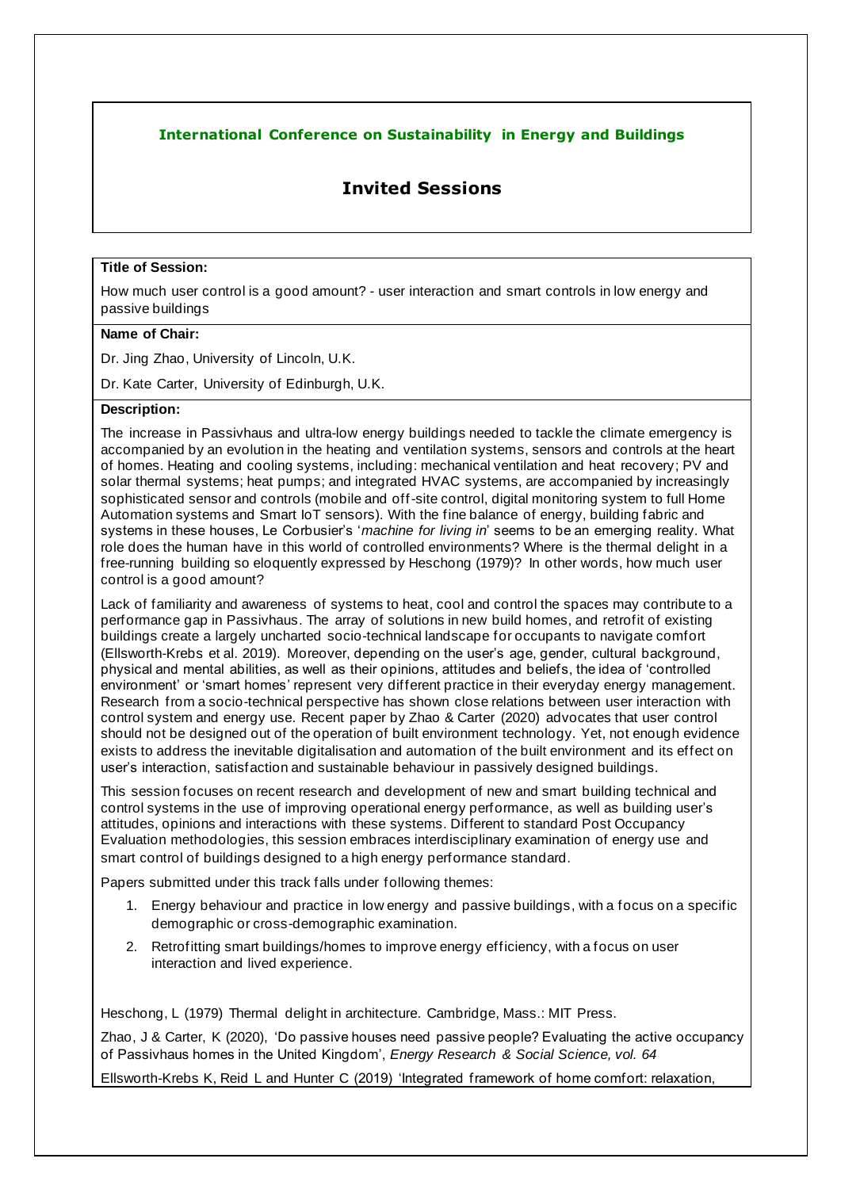**International Conference on Sustainability in Energy and Buildings**

# Invited Sessions

**Title of Session:**

How much user control is a good amount? - user interaction and smart controls in low energy and passive buildings

**Name of Chair:**

Dr. Jing Zhao, University of Lincoln, U.K.

Dr. Kate Carter, University of Edinburgh, U.K.

**Description:**

The increase in Passivhaus and ultra-low energy buildings needed to tackle the climate emergency is accompanied by an evolution in the heating and ventilation systems, sensors and controls at the heart of homes. Heating and cooling systems, including: mechanical ventilation and heat recovery; PV and solar thermal systems; heat pumps; and integrated HVAC systems, are accompanied by increasingly sophisticated sensor and controls (mobile and off-site control, digital monitoring system to full Home Automation systems and Smart IoT sensors). With the fine balance of energy, building fabric and systems in these houses, Le Corbusier's '*machine for living in*' seems to be an emerging reality. What role does the human have in this world of controlled environments? Where is the thermal delight in a free-running building so eloquently expressed by Heschong (1979)? In other words, how much user control is a good amount?

Lack of familiarity and awareness of systems to heat, cool and control the spaces may contribute to a performance gap in Passivhaus. The array of solutions in new build homes, and retrofit of existing buildings create a largely uncharted socio-technical landscape for occupants to navigate comfort (Ellsworth-Krebs et al. 2019). Moreover, depending on the user's age, gender, cultural background, physical and mental abilities, as well as their opinions, attitudes and beliefs, the idea of 'controlled environment' or 'smart homes' represent very different practice in their everyday energy management. Research from a socio-technical perspective has shown close relations between user interaction with control system and energy use. Recent paper by Zhao & Carter (2020) advocates that user control should not be designed out of the operation of built environment technology. Yet, not enough evidence exists to address the inevitable digitalisation and automation of the built environment and its effect on user's interaction, satisfaction and sustainable behaviour in passively designed buildings.

This session focuses on recent research and development of new and smart building technical and control systems in the use of improving operational energy performance, as well as building user's attitudes, opinions and interactions with these systems. Different to standard Post Occupancy Evaluation methodologies, this session embraces interdisciplinary examination of energy use and smart control of buildings designed to a high energy performance standard.

Papers submitted under this track falls under following themes:

1. Energy behaviour and practice in low energy and passive buildings, with a focus on a specific demographic or cross-demographic examination.
2. Retrofitting smart buildings/homes to improve energy efficiency, with a focus on user interaction and lived experience.

Heschong, L (1979) Thermal delight in architecture. Cambridge, Mass.: MIT Press.

Zhao, J & Carter, K (2020), 'Do passive houses need passive people? Evaluating the active occupancy of Passivhaus homes in the United Kingdom', *Energy Research & Social Science, vol. 64*

Ellsworth-Krebs K, Reid L and Hunter C (2019) 'Integrated framework of home comfort: relaxation,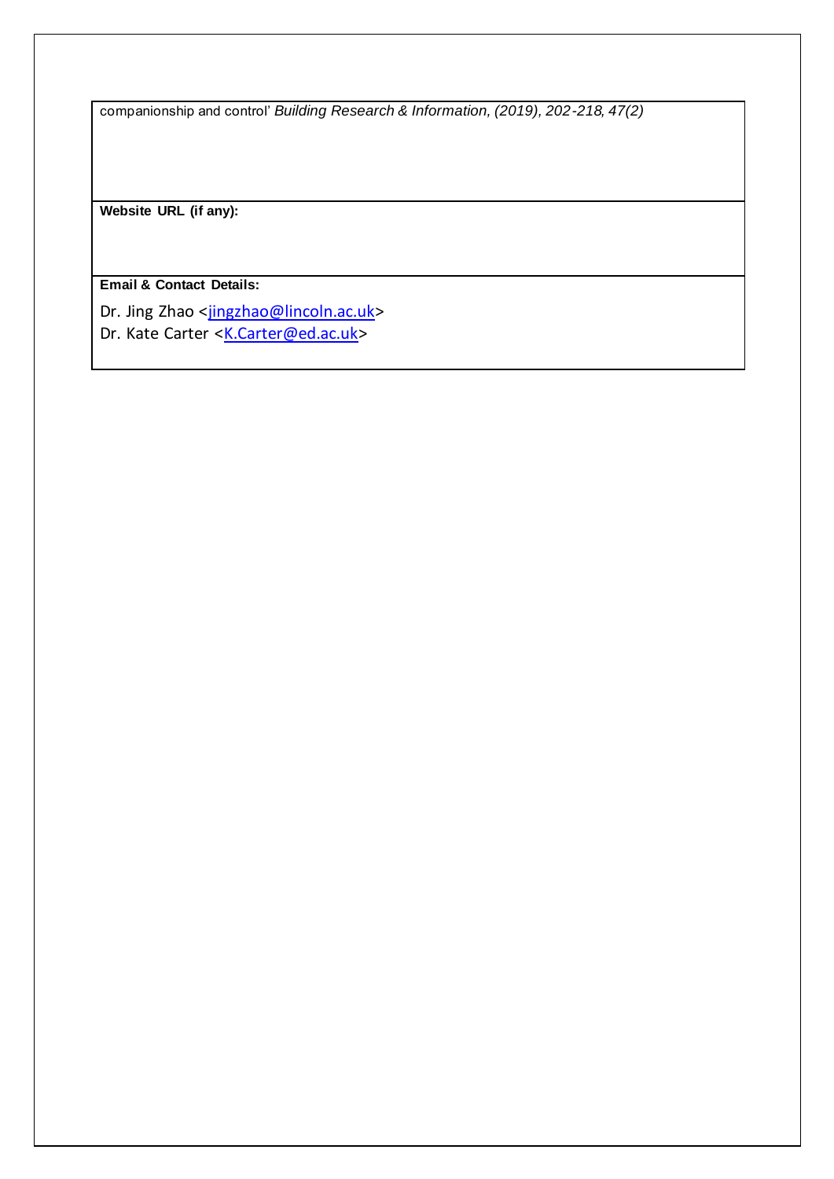companionship and control' *Building Research & Information, (2019), 202-218, 47(2)*

**Website URL (if any):**

**Email & Contact Details:**

Dr. Jing Zhao <jingzhao@lincoln.ac.uk>
Dr. Kate Carter <K.Carter@ed.ac.uk>